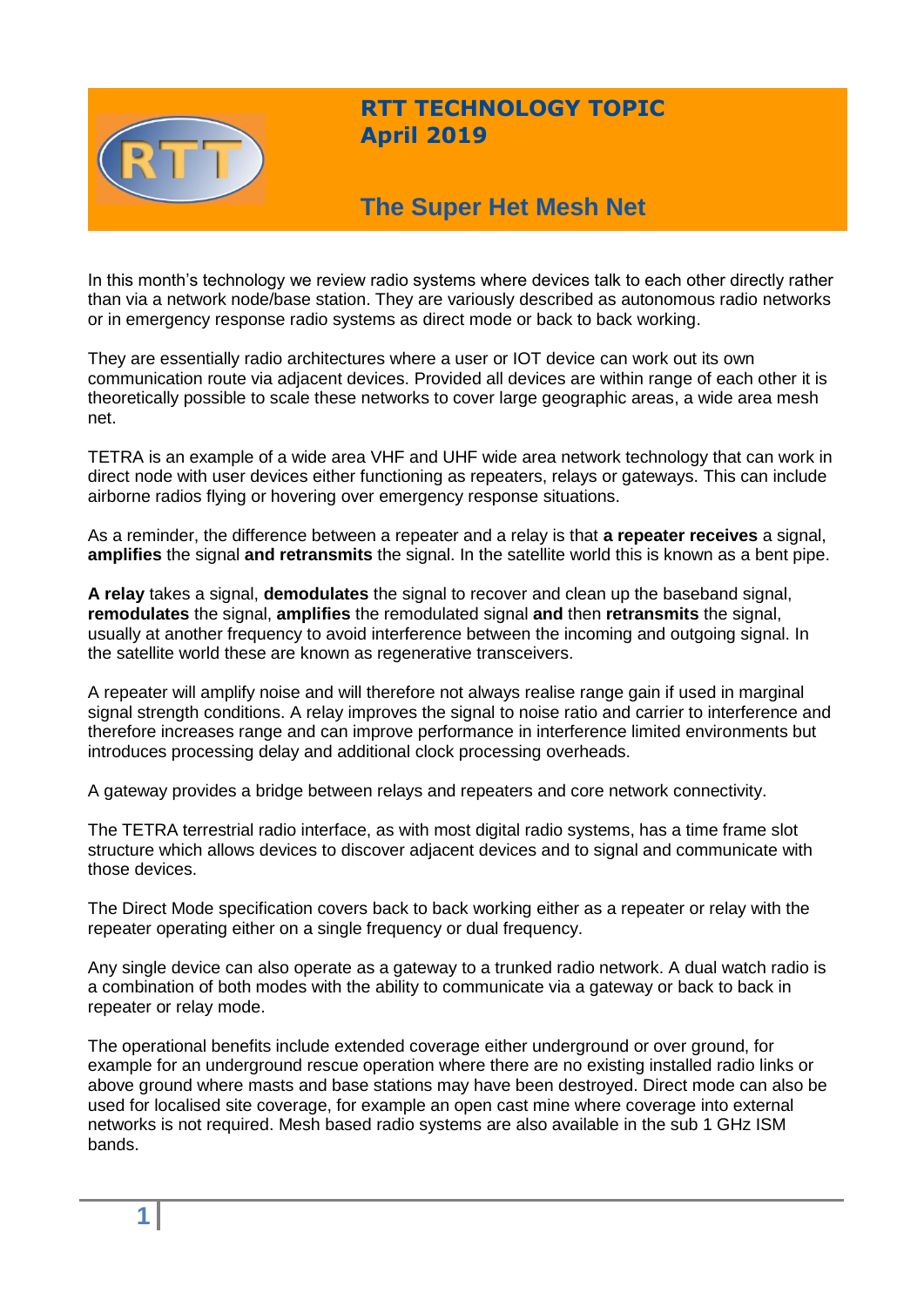**RTT TECHNOLOGY TOPIC**
**April 2019**

# The Super Het Mesh Net

In this month's technology we review radio systems where devices talk to each other directly rather than via a network node/base station. They are variously described as autonomous radio networks or in emergency response radio systems as direct mode or back to back working.

They are essentially radio architectures where a user or IOT device can work out its own communication route via adjacent devices. Provided all devices are within range of each other it is theoretically possible to scale these networks to cover large geographic areas, a wide area mesh net.

TETRA is an example of a wide area VHF and UHF wide area network technology that can work in direct node with user devices either functioning as repeaters, relays or gateways. This can include airborne radios flying or hovering over emergency response situations.

As a reminder, the difference between a repeater and a relay is that **a repeater receives** a signal, **amplifies** the signal **and retransmits** the signal. In the satellite world this is known as a bent pipe.

**A relay** takes a signal, **demodulates** the signal to recover and clean up the baseband signal, **remodulates** the signal, **amplifies** the remodulated signal **and** then **retransmits** the signal, usually at another frequency to avoid interference between the incoming and outgoing signal. In the satellite world these are known as regenerative transceivers.

A repeater will amplify noise and will therefore not always realise range gain if used in marginal signal strength conditions. A relay improves the signal to noise ratio and carrier to interference and therefore increases range and can improve performance in interference limited environments but introduces processing delay and additional clock processing overheads.

A gateway provides a bridge between relays and repeaters and core network connectivity.

The TETRA terrestrial radio interface, as with most digital radio systems, has a time frame slot structure which allows devices to discover adjacent devices and to signal and communicate with those devices.

The Direct Mode specification covers back to back working either as a repeater or relay with the repeater operating either on a single frequency or dual frequency.

Any single device can also operate as a gateway to a trunked radio network. A dual watch radio is a combination of both modes with the ability to communicate via a gateway or back to back in repeater or relay mode.

The operational benefits include extended coverage either underground or over ground, for example for an underground rescue operation where there are no existing installed radio links or above ground where masts and base stations may have been destroyed. Direct mode can also be used for localised site coverage, for example an open cast mine where coverage into external networks is not required. Mesh based radio systems are also available in the sub 1 GHz ISM bands.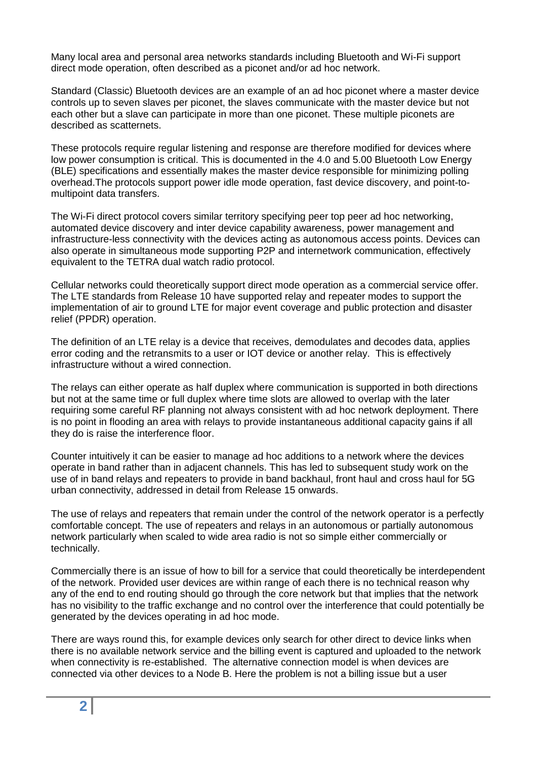Many local area and personal area networks standards including Bluetooth and Wi-Fi support direct mode operation, often described as a piconet and/or ad hoc network.

Standard (Classic) Bluetooth devices are an example of an ad hoc piconet where a master device controls up to seven slaves per piconet, the slaves communicate with the master device but not each other but a slave can participate in more than one piconet. These multiple piconets are described as scatternets.

These protocols require regular listening and response are therefore modified for devices where low power consumption is critical. This is documented in the 4.0 and 5.00 Bluetooth Low Energy (BLE) specifications and essentially makes the master device responsible for minimizing polling overhead.The protocols support power idle mode operation, fast device discovery, and point-to-multipoint data transfers.

The Wi-Fi direct protocol covers similar territory specifying peer top peer ad hoc networking, automated device discovery and inter device capability awareness, power management and infrastructure-less connectivity with the devices acting as autonomous access points. Devices can also operate in simultaneous mode supporting P2P and internetwork communication, effectively equivalent to the TETRA dual watch radio protocol.

Cellular networks could theoretically support direct mode operation as a commercial service offer. The LTE standards from Release 10 have supported relay and repeater modes to support the implementation of air to ground LTE for major event coverage and public protection and disaster relief (PPDR) operation.

The definition of an LTE relay is a device that receives, demodulates and decodes data, applies error coding and the retransmits to a user or IOT device or another relay. This is effectively infrastructure without a wired connection.

The relays can either operate as half duplex where communication is supported in both directions but not at the same time or full duplex where time slots are allowed to overlap with the later requiring some careful RF planning not always consistent with ad hoc network deployment. There is no point in flooding an area with relays to provide instantaneous additional capacity gains if all they do is raise the interference floor.

Counter intuitively it can be easier to manage ad hoc additions to a network where the devices operate in band rather than in adjacent channels. This has led to subsequent study work on the use of in band relays and repeaters to provide in band backhaul, front haul and cross haul for 5G urban connectivity, addressed in detail from Release 15 onwards.

The use of relays and repeaters that remain under the control of the network operator is a perfectly comfortable concept. The use of repeaters and relays in an autonomous or partially autonomous network particularly when scaled to wide area radio is not so simple either commercially or technically.

Commercially there is an issue of how to bill for a service that could theoretically be interdependent of the network. Provided user devices are within range of each there is no technical reason why any of the end to end routing should go through the core network but that implies that the network has no visibility to the traffic exchange and no control over the interference that could potentially be generated by the devices operating in ad hoc mode.

There are ways round this, for example devices only search for other direct to device links when there is no available network service and the billing event is captured and uploaded to the network when connectivity is re-established. The alternative connection model is when devices are connected via other devices to a Node B. Here the problem is not a billing issue but a user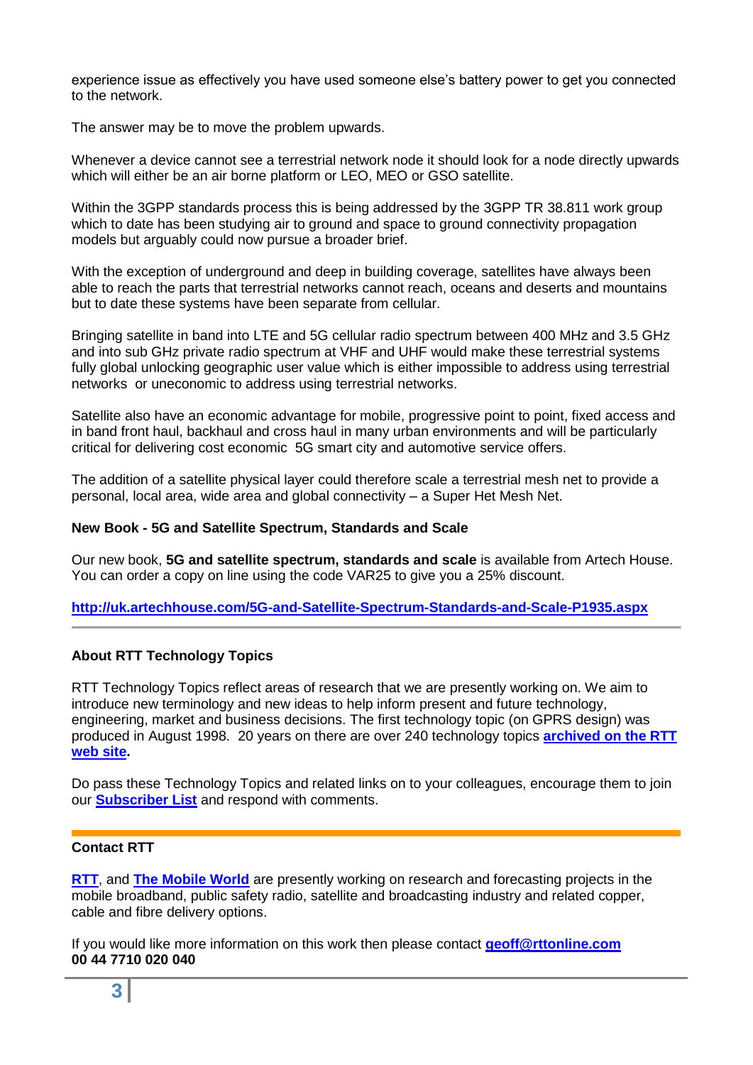experience issue as effectively you have used someone else's battery power to get you connected to the network.

The answer may be to move the problem upwards.

Whenever a device cannot see a terrestrial network node it should look for a node directly upwards which will either be an air borne platform or LEO, MEO or GSO satellite.

Within the 3GPP standards process this is being addressed by the 3GPP TR 38.811 work group which to date has been studying air to ground and space to ground connectivity propagation models but arguably could now pursue a broader brief.

With the exception of underground and deep in building coverage, satellites have always been able to reach the parts that terrestrial networks cannot reach, oceans and deserts and mountains but to date these systems have been separate from cellular.

Bringing satellite in band into LTE and 5G cellular radio spectrum between 400 MHz and 3.5 GHz and into sub GHz private radio spectrum at VHF and UHF would make these terrestrial systems fully global unlocking geographic user value which is either impossible to address using terrestrial networks or uneconomic to address using terrestrial networks.

Satellite also have an economic advantage for mobile, progressive point to point, fixed access and in band front haul, backhaul and cross haul in many urban environments and will be particularly critical for delivering cost economic 5G smart city and automotive service offers.

The addition of a satellite physical layer could therefore scale a terrestrial mesh net to provide a personal, local area, wide area and global connectivity – a Super Het Mesh Net.

**New Book - 5G and Satellite Spectrum, Standards and Scale**

Our new book, **5G and satellite spectrum, standards and scale** is available from Artech House. You can order a copy on line using the code VAR25 to give you a 25% discount.

**http://uk.artechhouse.com/5G-and-Satellite-Spectrum-Standards-and-Scale-P1935.aspx**

---

**About RTT Technology Topics**

RTT Technology Topics reflect areas of research that we are presently working on. We aim to introduce new terminology and new ideas to help inform present and future technology, engineering, market and business decisions. The first technology topic (on GPRS design) was produced in August 1998. 20 years on there are over 240 technology topics **archived on the RTT web site.**

Do pass these Technology Topics and related links on to your colleagues, encourage them to join our **Subscriber List** and respond with comments.

---

**Contact RTT**

**RTT**, and **The Mobile World** are presently working on research and forecasting projects in the mobile broadband, public safety radio, satellite and broadcasting industry and related copper, cable and fibre delivery options.

If you would like more information on this work then please contact **geoff@rttonline.com**
**00 44 7710 020 040**